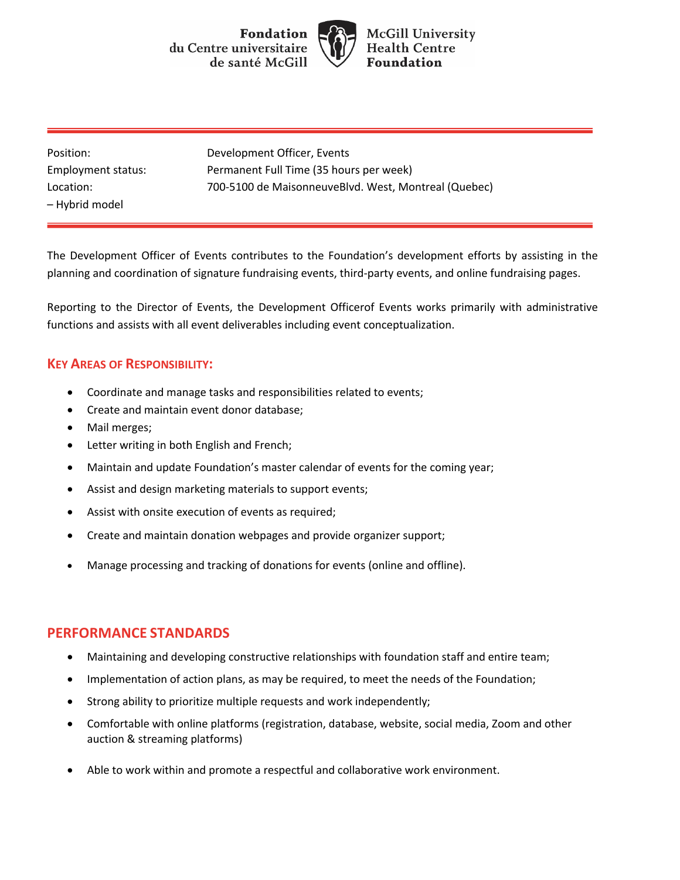Fondation du Centre universitaire de santé McGill | McGill University Health Centre Foundation

| | |
|---|---|
| Position: | Development Officer, Events |
| Employment status: | Permanent Full Time (35 hours per week) |
| Location: – Hybrid model | 700-5100 de MaisonneuveBlvd. West, Montreal (Quebec) |

The Development Officer of Events contributes to the Foundation's development efforts by assisting in the planning and coordination of signature fundraising events, third-party events, and online fundraising pages.

Reporting to the Director of Events, the Development Officerof Events works primarily with administrative functions and assists with all event deliverables including event conceptualization.

## KEY AREAS OF RESPONSIBILITY:

- Coordinate and manage tasks and responsibilities related to events;
- Create and maintain event donor database;
- Mail merges;
- Letter writing in both English and French;
- Maintain and update Foundation's master calendar of events for the coming year;
- Assist and design marketing materials to support events;
- Assist with onsite execution of events as required;
- Create and maintain donation webpages and provide organizer support;
- Manage processing and tracking of donations for events (online and offline).

## PERFORMANCE STANDARDS

- Maintaining and developing constructive relationships with foundation staff and entire team;
- Implementation of action plans, as may be required, to meet the needs of the Foundation;
- Strong ability to prioritize multiple requests and work independently;
- Comfortable with online platforms (registration, database, website, social media, Zoom and other auction & streaming platforms)
- Able to work within and promote a respectful and collaborative work environment.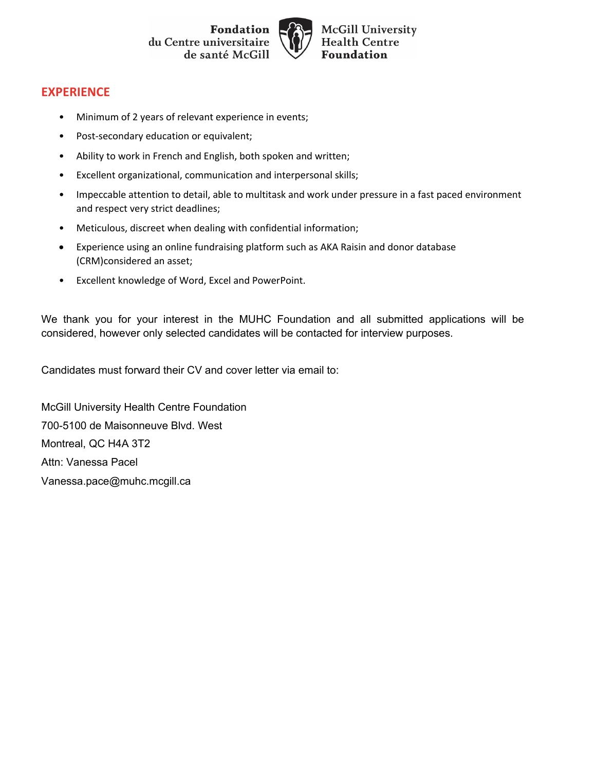Fondation du Centre universitaire de santé McGill

McGill University Health Centre Foundation

## EXPERIENCE

- Minimum of 2 years of relevant experience in events;
- Post-secondary education or equivalent;
- Ability to work in French and English, both spoken and written;
- Excellent organizational, communication and interpersonal skills;
- Impeccable attention to detail, able to multitask and work under pressure in a fast paced environment and respect very strict deadlines;
- Meticulous, discreet when dealing with confidential information;
- Experience using an online fundraising platform such as AKA Raisin and donor database (CRM)considered an asset;
- Excellent knowledge of Word, Excel and PowerPoint.

We thank you for your interest in the MUHC Foundation and all submitted applications will be considered, however only selected candidates will be contacted for interview purposes.

Candidates must forward their CV and cover letter via email to:

McGill University Health Centre Foundation  
700-5100 de Maisonneuve Blvd. West  
Montreal, QC H4A 3T2  
Attn: Vanessa Pacel  
Vanessa.pace@muhc.mcgill.ca